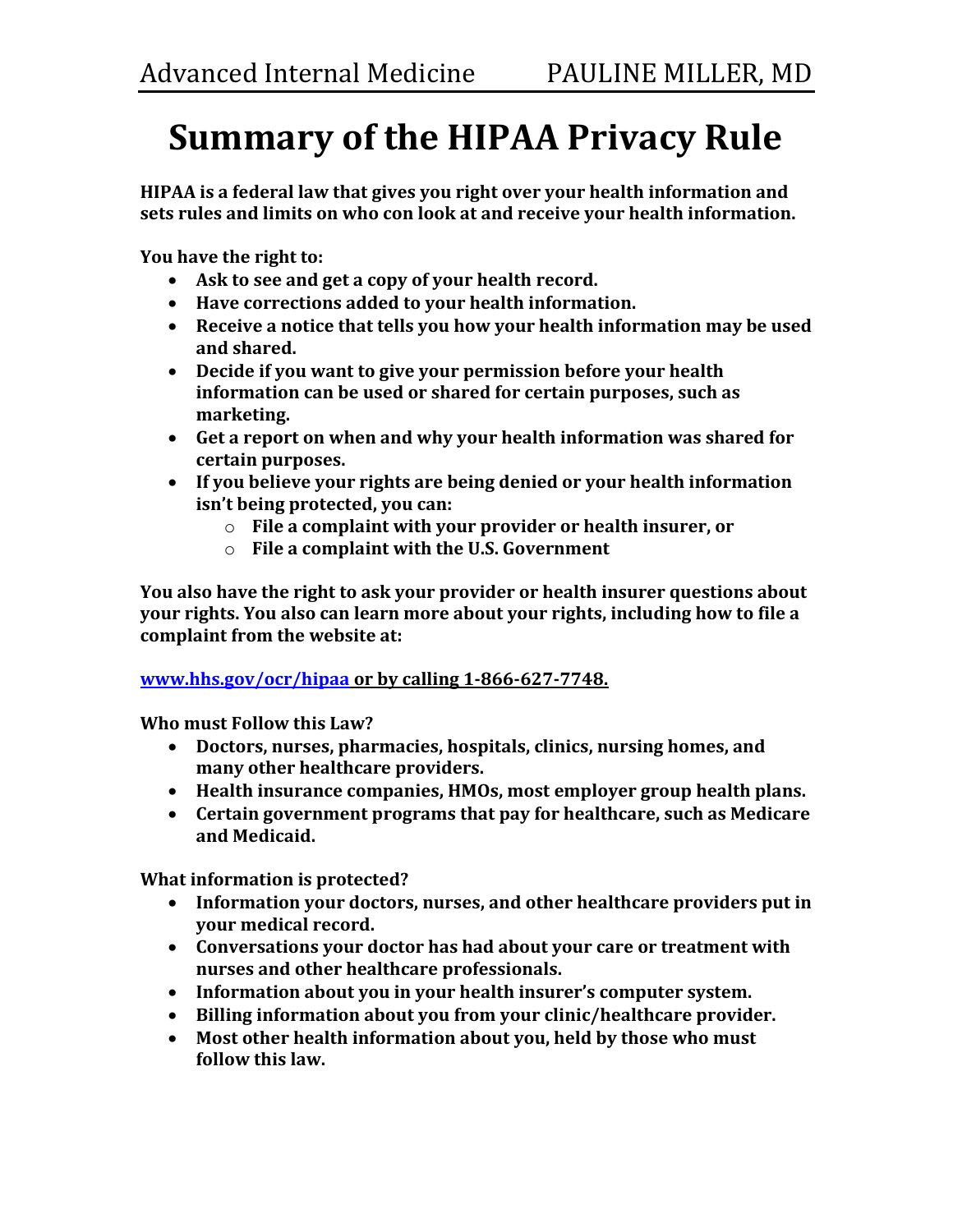Advanced Internal Medicine PAULINE MILLER, MD

# Summary of the HIPAA Privacy Rule

**HIPAA is a federal law that gives you right over your health information and sets rules and limits on who con look at and receive your health information.**

**You have the right to:**

- **Ask to see and get a copy of your health record.**
- **Have corrections added to your health information.**
- **Receive a notice that tells you how your health information may be used and shared.**
- **Decide if you want to give your permission before your health information can be used or shared for certain purposes, such as marketing.**
- **Get a report on when and why your health information was shared for certain purposes.**
- **If you believe your rights are being denied or your health information isn't being protected, you can:**
  - **File a complaint with your provider or health insurer, or**
  - **File a complaint with the U.S. Government**

**You also have the right to ask your provider or health insurer questions about your rights. You also can learn more about your rights, including how to file a complaint from the website at:**

**www.hhs.gov/ocr/hipaa or by calling 1-866-627-7748.**

**Who must Follow this Law?**

- **Doctors, nurses, pharmacies, hospitals, clinics, nursing homes, and many other healthcare providers.**
- **Health insurance companies, HMOs, most employer group health plans.**
- **Certain government programs that pay for healthcare, such as Medicare and Medicaid.**

**What information is protected?**

- **Information your doctors, nurses, and other healthcare providers put in your medical record.**
- **Conversations your doctor has had about your care or treatment with nurses and other healthcare professionals.**
- **Information about you in your health insurer's computer system.**
- **Billing information about you from your clinic/healthcare provider.**
- **Most other health information about you, held by those who must follow this law.**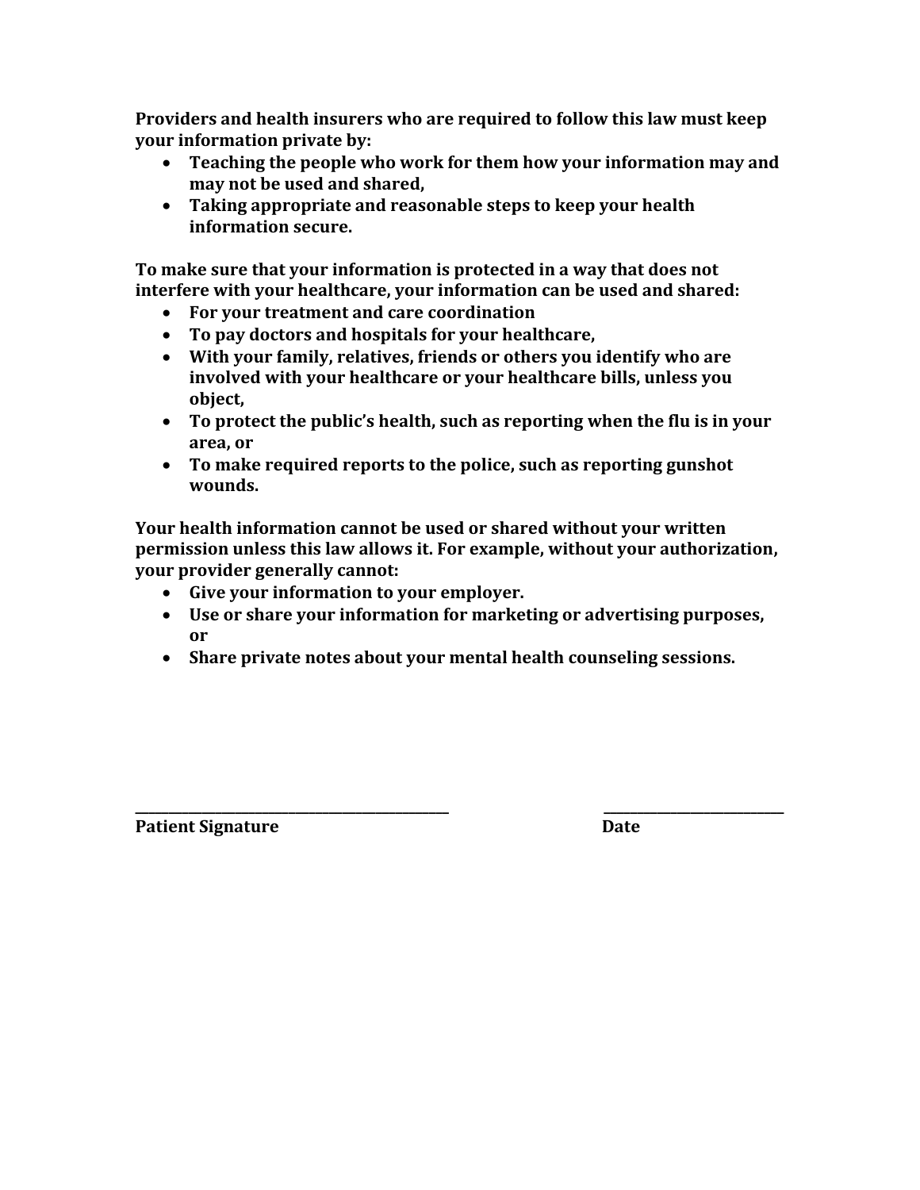**Providers and health insurers who are required to follow this law must keep your information private by:**

- **Teaching the people who work for them how your information may and may not be used and shared,**
- **Taking appropriate and reasonable steps to keep your health information secure.**

**To make sure that your information is protected in a way that does not interfere with your healthcare, your information can be used and shared:**

- **For your treatment and care coordination**
- **To pay doctors and hospitals for your healthcare,**
- **With your family, relatives, friends or others you identify who are involved with your healthcare or your healthcare bills, unless you object,**
- **To protect the public's health, such as reporting when the flu is in your area, or**
- **To make required reports to the police, such as reporting gunshot wounds.**

**Your health information cannot be used or shared without your written permission unless this law allows it. For example, without your authorization, your provider generally cannot:**

- **Give your information to your employer.**
- **Use or share your information for marketing or advertising purposes, or**
- **Share private notes about your mental health counseling sessions.**

\_\_\_\_\_\_\_\_\_\_\_\_\_\_\_\_\_\_\_\_\_\_\_\_\_\_\_\_\_\_\_\_\_\_\_\_\_\_\_\_ &nbsp;&nbsp;&nbsp;&nbsp;&nbsp;&nbsp;&nbsp;&nbsp; \_\_\_\_\_\_\_\_\_\_\_\_\_\_\_\_\_\_\_\_\_\_\_\_

**Patient Signature** &nbsp;&nbsp;&nbsp;&nbsp;&nbsp;&nbsp;&nbsp;&nbsp;&nbsp;&nbsp;&nbsp;&nbsp;&nbsp;&nbsp;&nbsp;&nbsp;&nbsp;&nbsp;&nbsp;&nbsp;&nbsp;&nbsp;&nbsp;&nbsp;&nbsp;&nbsp;&nbsp;&nbsp;&nbsp;&nbsp;&nbsp;&nbsp; **Date**